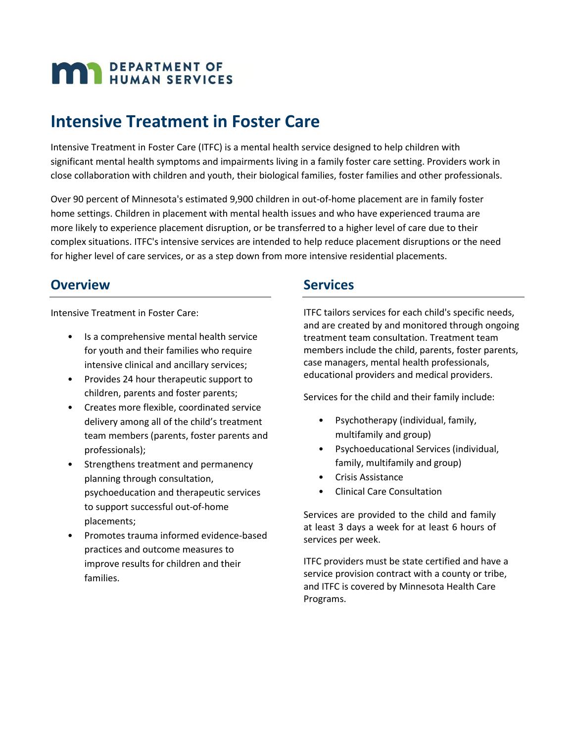DEPARTMENT OF HUMAN SERVICES

# Intensive Treatment in Foster Care

Intensive Treatment in Foster Care (ITFC) is a mental health service designed to help children with significant mental health symptoms and impairments living in a family foster care setting. Providers work in close collaboration with children and youth, their biological families, foster families and other professionals.

Over 90 percent of Minnesota's estimated 9,900 children in out-of-home placement are in family foster home settings. Children in placement with mental health issues and who have experienced trauma are more likely to experience placement disruption, or be transferred to a higher level of care due to their complex situations. ITFC's intensive services are intended to help reduce placement disruptions or the need for higher level of care services, or as a step down from more intensive residential placements.

## Overview

Intensive Treatment in Foster Care:

- Is a comprehensive mental health service for youth and their families who require intensive clinical and ancillary services;
- Provides 24 hour therapeutic support to children, parents and foster parents;
- Creates more flexible, coordinated service delivery among all of the child's treatment team members (parents, foster parents and professionals);
- Strengthens treatment and permanency planning through consultation, psychoeducation and therapeutic services to support successful out-of-home placements;
- Promotes trauma informed evidence-based practices and outcome measures to improve results for children and their families.

## Services

ITFC tailors services for each child's specific needs, and are created by and monitored through ongoing treatment team consultation. Treatment team members include the child, parents, foster parents, case managers, mental health professionals, educational providers and medical providers.

Services for the child and their family include:

- Psychotherapy (individual, family, multifamily and group)
- Psychoeducational Services (individual, family, multifamily and group)
- Crisis Assistance
- Clinical Care Consultation

Services are provided to the child and family at least 3 days a week for at least 6 hours of services per week.

ITFC providers must be state certified and have a service provision contract with a county or tribe, and ITFC is covered by Minnesota Health Care Programs.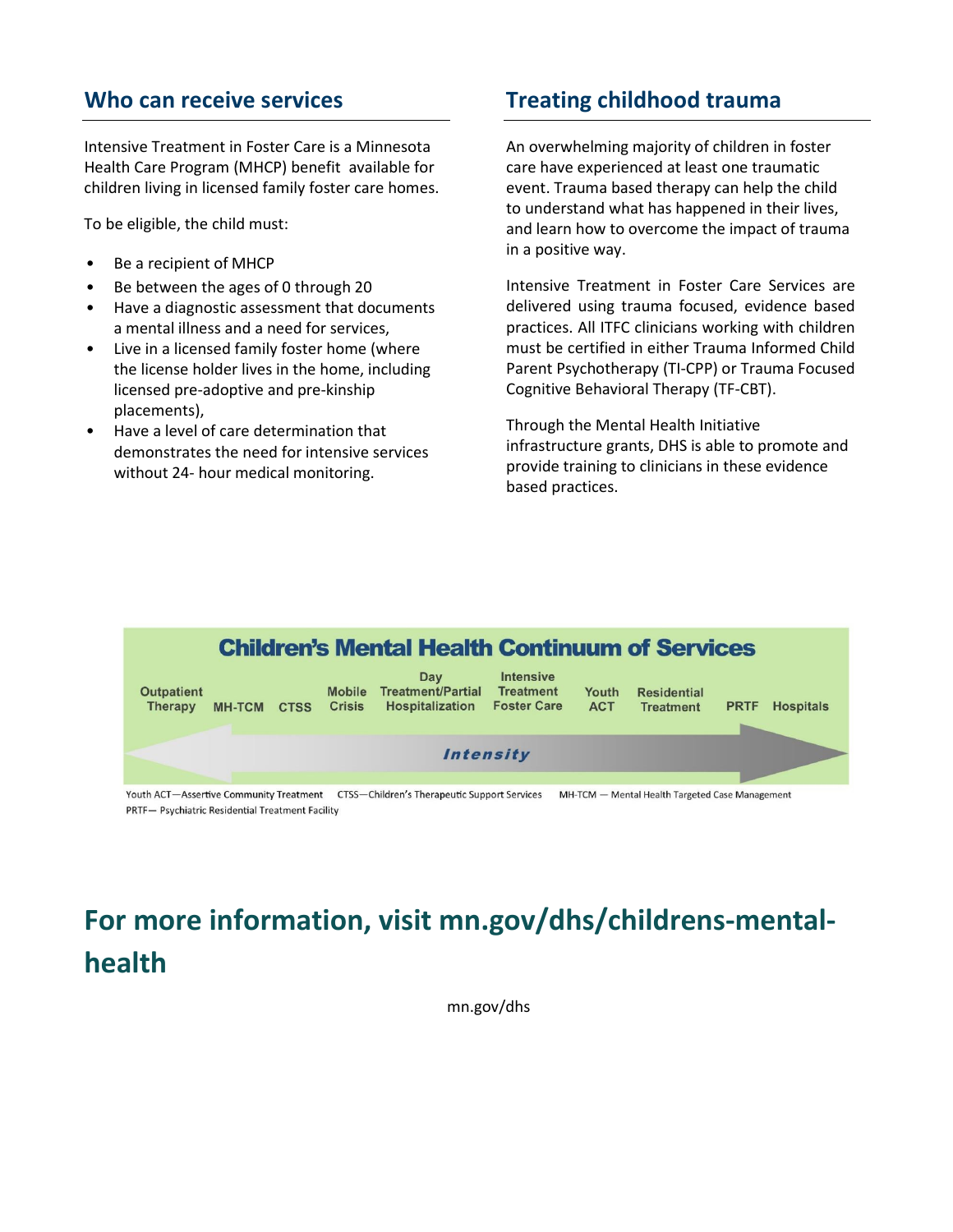## Who can receive services

Intensive Treatment in Foster Care is a Minnesota Health Care Program (MHCP) benefit available for children living in licensed family foster care homes.

To be eligible, the child must:

- Be a recipient of MHCP
- Be between the ages of 0 through 20
- Have a diagnostic assessment that documents a mental illness and a need for services,
- Live in a licensed family foster home (where the license holder lives in the home, including licensed pre-adoptive and pre-kinship placements),
- Have a level of care determination that demonstrates the need for intensive services without 24- hour medical monitoring.

## Treating childhood trauma

An overwhelming majority of children in foster care have experienced at least one traumatic event. Trauma based therapy can help the child to understand what has happened in their lives, and learn how to overcome the impact of trauma in a positive way.

Intensive Treatment in Foster Care Services are delivered using trauma focused, evidence based practices. All ITFC clinicians working with children must be certified in either Trauma Informed Child Parent Psychotherapy (TI-CPP) or Trauma Focused Cognitive Behavioral Therapy (TF-CBT).

Through the Mental Health Initiative infrastructure grants, DHS is able to promote and provide training to clinicians in these evidence based practices.

### Children's Mental Health Continuum of Services

Outpatient Therapy | MH-TCM | CTSS | Mobile Crisis | Day Treatment/Partial Hospitalization | Intensive Treatment Foster Care | Youth ACT | Residential Treatment | PRTF | Hospitals

*Intensity*

Youth ACT—Assertive Community Treatment CTSS—Children's Therapeutic Support Services MH-TCM — Mental Health Targeted Case Management PRTF— Psychiatric Residential Treatment Facility

# For more information, visit mn.gov/dhs/childrens-mental-health

mn.gov/dhs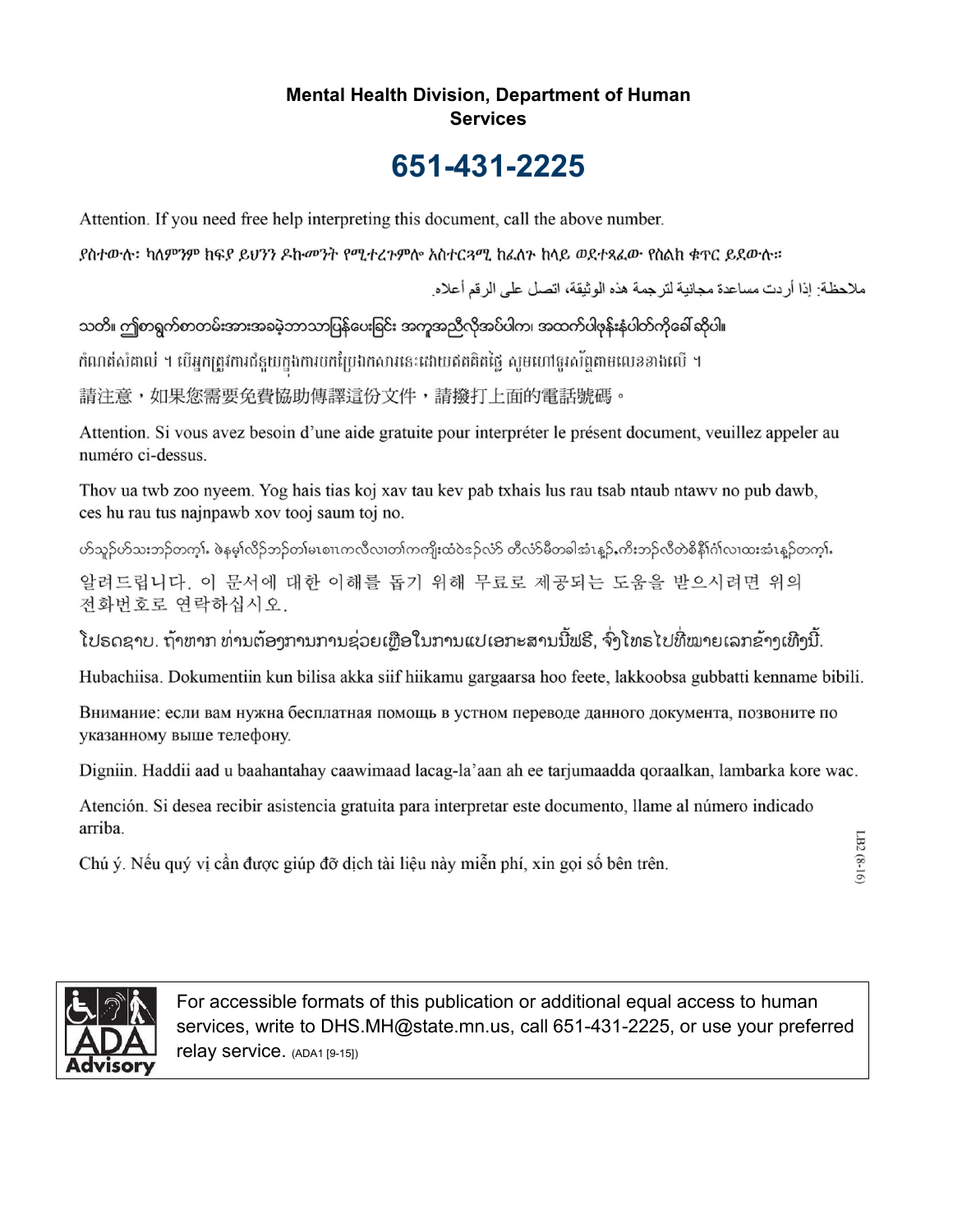**Mental Health Division, Department of Human Services**

# 651-431-2225

Attention. If you need free help interpreting this document, call the above number.

ያስተውሉ፡ ካለምንም ክፍያ ይህንን ዶኩመንት የሚተረጉምሎ አስተርጓሚ ከፈለጉ ከላይ ወደተጻፈው የስልክ ቁጥር ይደውሉ።

ملاحظة: إذا أردت مساعدة مجانية لترجمة هذه الوثيقة، اتصل على الرقم أعلاه.

သတိ။ ဤစာရွက်စာတမ်းအားအခမဲ့ဘာသာပြန်ပေးခြင်း အကူအညီလိုအပ်ပါက၊ အထက်ပါဖုန်းနံပါတ်ကိုခေါ်ဆိုပါ။

កំណត់សំគាល់ ។ បើអ្នកត្រូវការជំនួយក្នុងការបកប្រែឯកសារនេះដោយឥតគិតថ្លៃ សូមហៅទូរស័ព្ទតាមលេខខាងលើ ។

請注意，如果您需要免費協助傳譯這份文件，請撥打上面的電話號碼。

Attention. Si vous avez besoin d'une aide gratuite pour interpréter le présent document, veuillez appeler au numéro ci-dessus.

Thov ua twb zoo nyeem. Yog hais tias koj xav tau kev pab txhais lus rau tsab ntaub ntawv no pub dawb, ces hu rau tus najnpawb xov tooj saum toj no.

ဟ်သူဉ်ဟ်သးဘဉ်တက္ါ. ဖဲနမ့္ါလိဉ်ဘဉ်တါမၤစၢၤကလီလၢတါကကျိးထံဝဲဒဉ်လံာ် တီလံာ်မီတခါအံၤန့ဉ်,ကိးဘဉ်လီတဲစိနီ႞ဂံ႞လၢထးအံၤန့ဉ်တက္ါ.

알려드립니다. 이 문서에 대한 이해를 돕기 위해 무료로 제공되는 도움을 받으시려면 위의 전화번호로 연락하십시오.

ໂປຣດຊາບ. ຖ້າຫາກ ທ່ານຕ້ອງການການຊ່ວຍເຫຼືອໃນການແປເອກະສານນີ້ຟຣີ, ຈົ່ງໂທຣໄປທີ່ໝາຍເລກຂ້າງເທິງນີ້.

Hubachiisa. Dokumentiin kun bilisa akka siif hiikamu gargaarsa hoo feete, lakkoobsa gubbatti kenname bibili.

Внимание: если вам нужна бесплатная помощь в устном переводе данного документа, позвоните по указанному выше телефону.

Digniin. Haddii aad u baahantahay caawimaad lacag-la'aan ah ee tarjumaadda qoraalkan, lambarka kore wac.

Atención. Si desea recibir asistencia gratuita para interpretar este documento, llame al número indicado arriba.

Chú ý. Nếu quý vị cần được giúp đỡ dịch tài liệu này miễn phí, xin gọi số bên trên.

LB2 (8-16)

ADA Advisory

For accessible formats of this publication or additional equal access to human services, write to DHS.MH@state.mn.us, call 651-431-2225, or use your preferred relay service. (ADA1 [9-15])